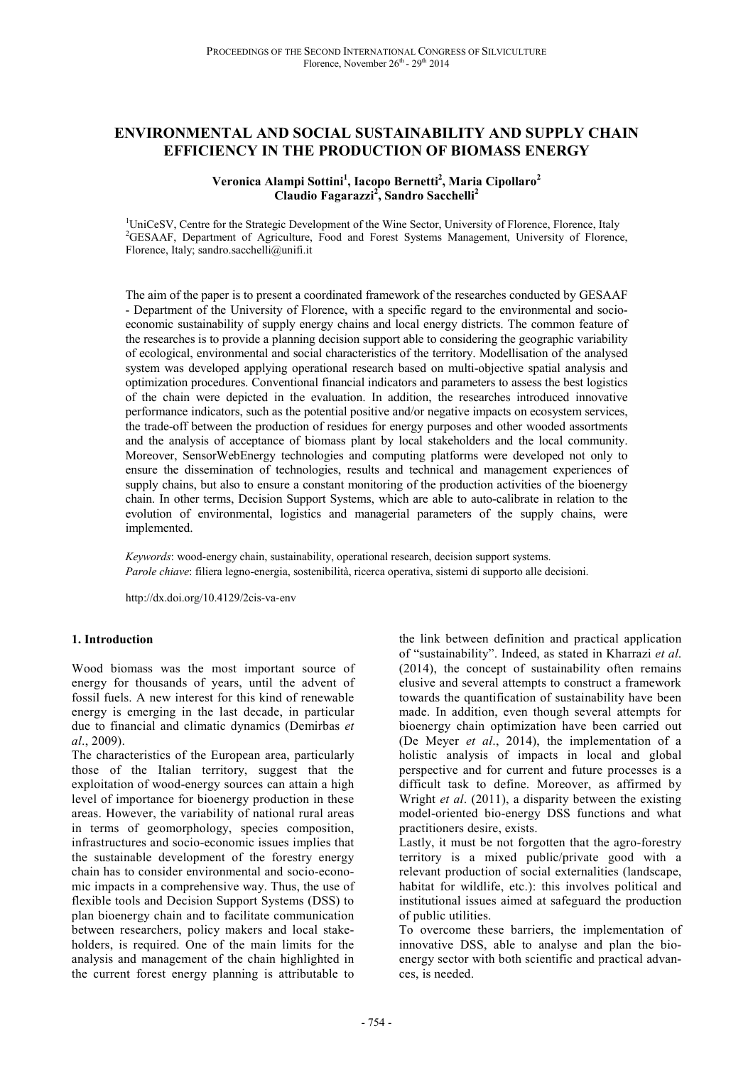# ENVIRONMENTAL AND SOCIAL SUSTAINABILITY AND SUPPLY CHAIN EFFICIENCY IN THE PRODUCTION OF BIOMASS ENERGY

**Veronica Alampi Sottini[1], Iacopo Bernetti[2], Maria Cipollaro[2], Claudio Fagarazzi[2], Sandro Sacchelli[2]**

[1]UniCeSV, Centre for the Strategic Development of the Wine Sector, University of Florence, Florence, Italy
[2]GESAAF, Department of Agriculture, Food and Forest Systems Management, University of Florence, Florence, Italy; sandro.sacchelli@unifi.it

The aim of the paper is to present a coordinated framework of the researches conducted by GESAAF - Department of the University of Florence, with a specific regard to the environmental and socio-economic sustainability of supply energy chains and local energy districts. The common feature of the researches is to provide a planning decision support able to considering the geographic variability of ecological, environmental and social characteristics of the territory. Modellisation of the analysed system was developed applying operational research based on multi-objective spatial analysis and optimization procedures. Conventional financial indicators and parameters to assess the best logistics of the chain were depicted in the evaluation. In addition, the researches introduced innovative performance indicators, such as the potential positive and/or negative impacts on ecosystem services, the trade-off between the production of residues for energy purposes and other wooded assortments and the analysis of acceptance of biomass plant by local stakeholders and the local community. Moreover, SensorWebEnergy technologies and computing platforms were developed not only to ensure the dissemination of technologies, results and technical and management experiences of supply chains, but also to ensure a constant monitoring of the production activities of the bioenergy chain. In other terms, Decision Support Systems, which are able to auto-calibrate in relation to the evolution of environmental, logistics and managerial parameters of the supply chains, were implemented.

*Keywords*: wood-energy chain, sustainability, operational research, decision support systems.
*Parole chiave*: filiera legno-energia, sostenibilità, ricerca operativa, sistemi di supporto alle decisioni.

http://dx.doi.org/10.4129/2cis-va-env

## 1. Introduction

Wood biomass was the most important source of energy for thousands of years, until the advent of fossil fuels. A new interest for this kind of renewable energy is emerging in the last decade, in particular due to financial and climatic dynamics (Demirbas *et al*., 2009).

The characteristics of the European area, particularly those of the Italian territory, suggest that the exploitation of wood-energy sources can attain a high level of importance for bioenergy production in these areas. However, the variability of national rural areas in terms of geomorphology, species composition, infrastructures and socio-economic issues implies that the sustainable development of the forestry energy chain has to consider environmental and socio-economic impacts in a comprehensive way. Thus, the use of flexible tools and Decision Support Systems (DSS) to plan bioenergy chain and to facilitate communication between researchers, policy makers and local stakeholders, is required. One of the main limits for the analysis and management of the chain highlighted in the current forest energy planning is attributable to the link between definition and practical application of "sustainability". Indeed, as stated in Kharrazi *et al*. (2014), the concept of sustainability often remains elusive and several attempts to construct a framework towards the quantification of sustainability have been made. In addition, even though several attempts for bioenergy chain optimization have been carried out (De Meyer *et al*., 2014), the implementation of a holistic analysis of impacts in local and global perspective and for current and future processes is a difficult task to define. Moreover, as affirmed by Wright *et al*. (2011), a disparity between the existing model-oriented bio-energy DSS functions and what practitioners desire, exists.

Lastly, it must be not forgotten that the agro-forestry territory is a mixed public/private good with a relevant production of social externalities (landscape, habitat for wildlife, etc.): this involves political and institutional issues aimed at safeguard the production of public utilities.

To overcome these barriers, the implementation of innovative DSS, able to analyse and plan the bioenergy sector with both scientific and practical advances, is needed.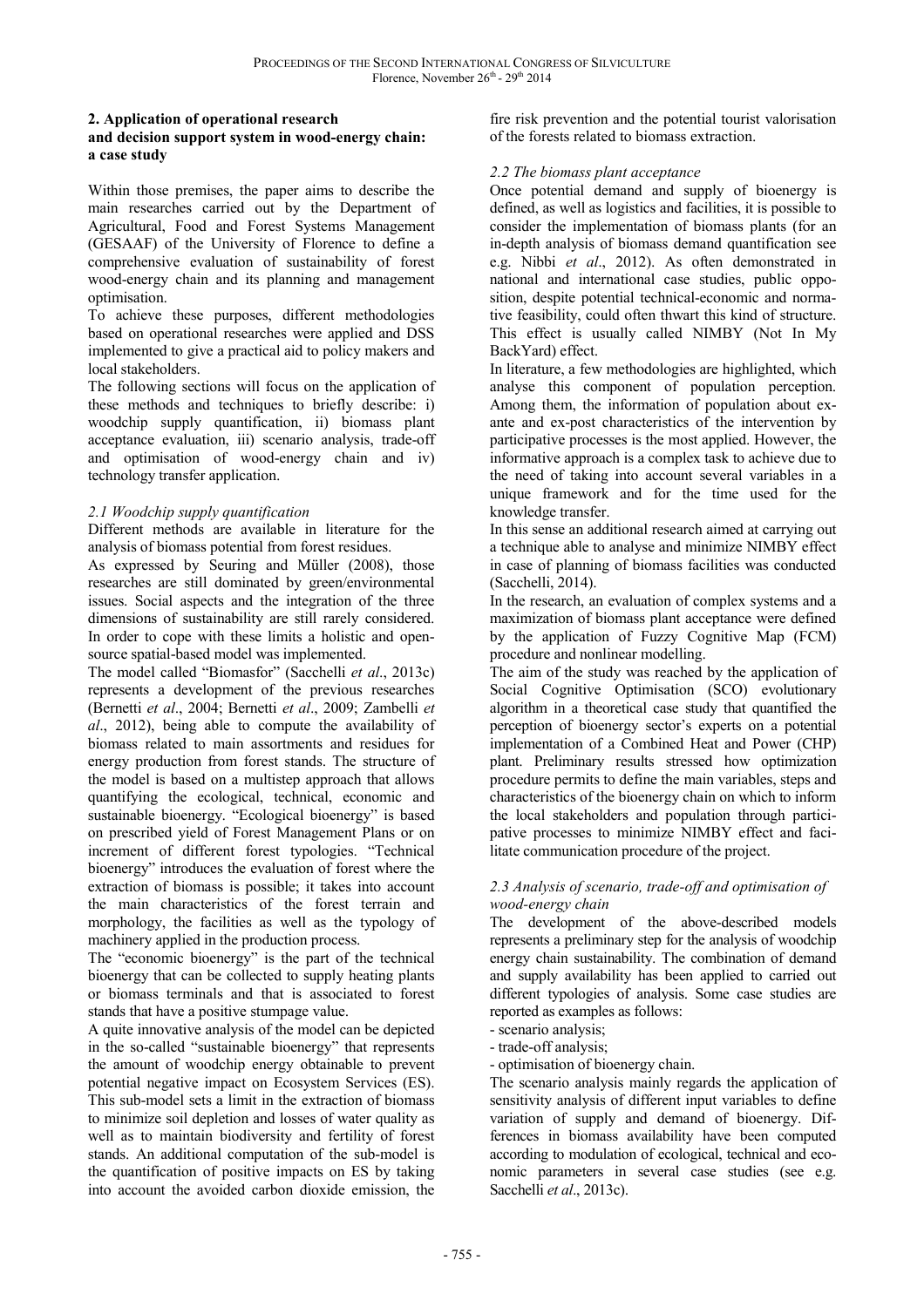## 2. Application of operational research and decision support system in wood-energy chain: a case study

Within those premises, the paper aims to describe the main researches carried out by the Department of Agricultural, Food and Forest Systems Management (GESAAF) of the University of Florence to define a comprehensive evaluation of sustainability of forest wood-energy chain and its planning and management optimisation.

To achieve these purposes, different methodologies based on operational researches were applied and DSS implemented to give a practical aid to policy makers and local stakeholders.

The following sections will focus on the application of these methods and techniques to briefly describe: i) woodchip supply quantification, ii) biomass plant acceptance evaluation, iii) scenario analysis, trade-off and optimisation of wood-energy chain and iv) technology transfer application.

### *2.1 Woodchip supply quantification*

Different methods are available in literature for the analysis of biomass potential from forest residues.

As expressed by Seuring and Müller (2008), those researches are still dominated by green/environmental issues. Social aspects and the integration of the three dimensions of sustainability are still rarely considered. In order to cope with these limits a holistic and open-source spatial-based model was implemented.

The model called "Biomasfor" (Sacchelli *et al*., 2013c) represents a development of the previous researches (Bernetti *et al*., 2004; Bernetti *et al*., 2009; Zambelli *et al*., 2012), being able to compute the availability of biomass related to main assortments and residues for energy production from forest stands. The structure of the model is based on a multistep approach that allows quantifying the ecological, technical, economic and sustainable bioenergy. "Ecological bioenergy" is based on prescribed yield of Forest Management Plans or on increment of different forest typologies. "Technical bioenergy" introduces the evaluation of forest where the extraction of biomass is possible; it takes into account the main characteristics of the forest terrain and morphology, the facilities as well as the typology of machinery applied in the production process.

The "economic bioenergy" is the part of the technical bioenergy that can be collected to supply heating plants or biomass terminals and that is associated to forest stands that have a positive stumpage value.

A quite innovative analysis of the model can be depicted in the so-called "sustainable bioenergy" that represents the amount of woodchip energy obtainable to prevent potential negative impact on Ecosystem Services (ES). This sub-model sets a limit in the extraction of biomass to minimize soil depletion and losses of water quality as well as to maintain biodiversity and fertility of forest stands. An additional computation of the sub-model is the quantification of positive impacts on ES by taking into account the avoided carbon dioxide emission, the fire risk prevention and the potential tourist valorisation of the forests related to biomass extraction.

### *2.2 The biomass plant acceptance*

Once potential demand and supply of bioenergy is defined, as well as logistics and facilities, it is possible to consider the implementation of biomass plants (for an in-depth analysis of biomass demand quantification see e.g. Nibbi *et al*., 2012). As often demonstrated in national and international case studies, public opposition, despite potential technical-economic and normative feasibility, could often thwart this kind of structure. This effect is usually called NIMBY (Not In My BackYard) effect.

In literature, a few methodologies are highlighted, which analyse this component of population perception. Among them, the information of population about ex-ante and ex-post characteristics of the intervention by participative processes is the most applied. However, the informative approach is a complex task to achieve due to the need of taking into account several variables in a unique framework and for the time used for the knowledge transfer.

In this sense an additional research aimed at carrying out a technique able to analyse and minimize NIMBY effect in case of planning of biomass facilities was conducted (Sacchelli, 2014).

In the research, an evaluation of complex systems and a maximization of biomass plant acceptance were defined by the application of Fuzzy Cognitive Map (FCM) procedure and nonlinear modelling.

The aim of the study was reached by the application of Social Cognitive Optimisation (SCO) evolutionary algorithm in a theoretical case study that quantified the perception of bioenergy sector's experts on a potential implementation of a Combined Heat and Power (CHP) plant. Preliminary results stressed how optimization procedure permits to define the main variables, steps and characteristics of the bioenergy chain on which to inform the local stakeholders and population through participative processes to minimize NIMBY effect and facilitate communication procedure of the project.

### *2.3 Analysis of scenario, trade-off and optimisation of wood-energy chain*

The development of the above-described models represents a preliminary step for the analysis of woodchip energy chain sustainability. The combination of demand and supply availability has been applied to carried out different typologies of analysis. Some case studies are reported as examples as follows:

- scenario analysis;
- trade-off analysis;
- optimisation of bioenergy chain.

The scenario analysis mainly regards the application of sensitivity analysis of different input variables to define variation of supply and demand of bioenergy. Differences in biomass availability have been computed according to modulation of ecological, technical and economic parameters in several case studies (see e.g. Sacchelli *et al*., 2013c).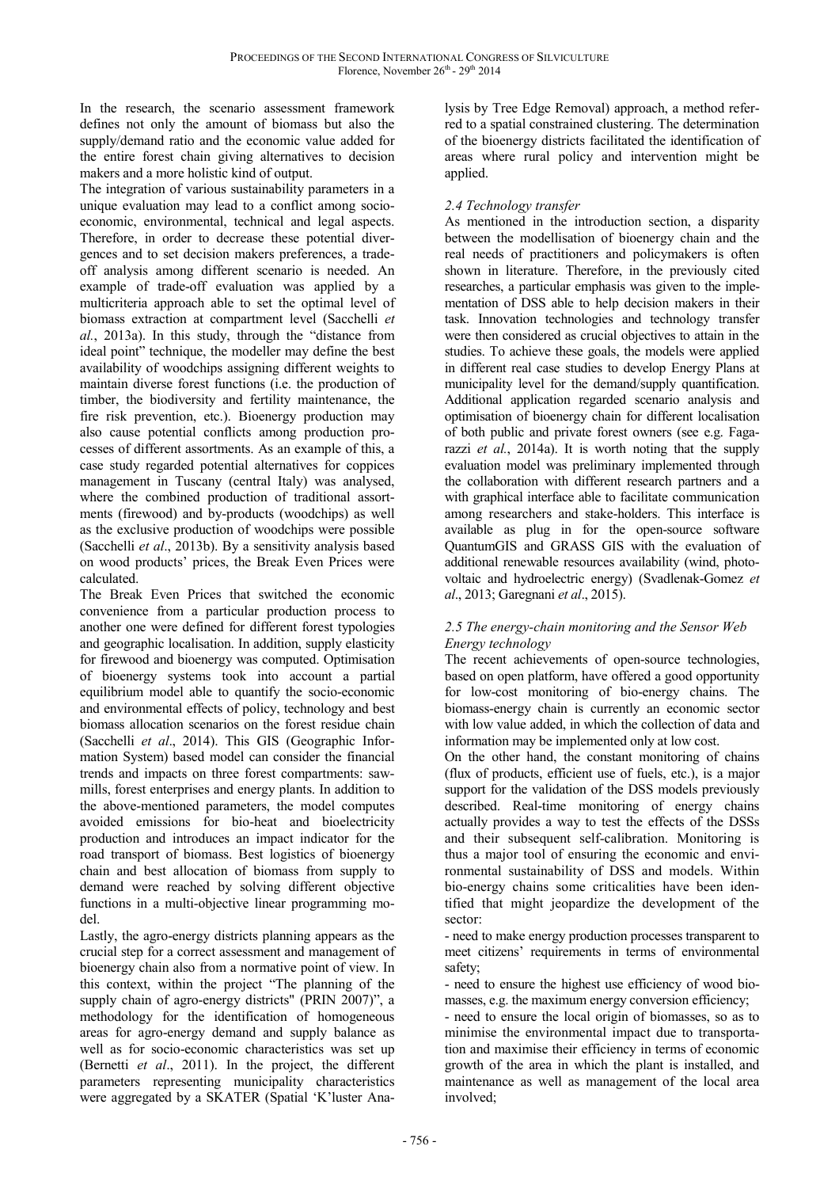In the research, the scenario assessment framework defines not only the amount of biomass but also the supply/demand ratio and the economic value added for the entire forest chain giving alternatives to decision makers and a more holistic kind of output.

The integration of various sustainability parameters in a unique evaluation may lead to a conflict among socio-economic, environmental, technical and legal aspects. Therefore, in order to decrease these potential divergences and to set decision makers preferences, a trade-off analysis among different scenario is needed. An example of trade-off evaluation was applied by a multicriteria approach able to set the optimal level of biomass extraction at compartment level (Sacchelli *et al.*, 2013a). In this study, through the "distance from ideal point" technique, the modeller may define the best availability of woodchips assigning different weights to maintain diverse forest functions (i.e. the production of timber, the biodiversity and fertility maintenance, the fire risk prevention, etc.). Bioenergy production may also cause potential conflicts among production processes of different assortments. As an example of this, a case study regarded potential alternatives for coppices management in Tuscany (central Italy) was analysed, where the combined production of traditional assortments (firewood) and by-products (woodchips) as well as the exclusive production of woodchips were possible (Sacchelli *et al*., 2013b). By a sensitivity analysis based on wood products' prices, the Break Even Prices were calculated.

The Break Even Prices that switched the economic convenience from a particular production process to another one were defined for different forest typologies and geographic localisation. In addition, supply elasticity for firewood and bioenergy was computed. Optimisation of bioenergy systems took into account a partial equilibrium model able to quantify the socio-economic and environmental effects of policy, technology and best biomass allocation scenarios on the forest residue chain (Sacchelli *et al*., 2014). This GIS (Geographic Information System) based model can consider the financial trends and impacts on three forest compartments: sawmills, forest enterprises and energy plants. In addition to the above-mentioned parameters, the model computes avoided emissions for bio-heat and bioelectricity production and introduces an impact indicator for the road transport of biomass. Best logistics of bioenergy chain and best allocation of biomass from supply to demand were reached by solving different objective functions in a multi-objective linear programming model.

Lastly, the agro-energy districts planning appears as the crucial step for a correct assessment and management of bioenergy chain also from a normative point of view. In this context, within the project "The planning of the supply chain of agro-energy districts" (PRIN 2007)", a methodology for the identification of homogeneous areas for agro-energy demand and supply balance as well as for socio-economic characteristics was set up (Bernetti *et al*., 2011). In the project, the different parameters representing municipality characteristics were aggregated by a SKATER (Spatial 'K'luster Analysis by Tree Edge Removal) approach, a method referred to a spatial constrained clustering. The determination of the bioenergy districts facilitated the identification of areas where rural policy and intervention might be applied.

### *2.4 Technology transfer*

As mentioned in the introduction section, a disparity between the modellisation of bioenergy chain and the real needs of practitioners and policymakers is often shown in literature. Therefore, in the previously cited researches, a particular emphasis was given to the implementation of DSS able to help decision makers in their task. Innovation technologies and technology transfer were then considered as crucial objectives to attain in the studies. To achieve these goals, the models were applied in different real case studies to develop Energy Plans at municipality level for the demand/supply quantification. Additional application regarded scenario analysis and optimisation of bioenergy chain for different localisation of both public and private forest owners (see e.g. Fagarazzi *et al.*, 2014a). It is worth noting that the supply evaluation model was preliminary implemented through the collaboration with different research partners and a with graphical interface able to facilitate communication among researchers and stake-holders. This interface is available as plug in for the open-source software QuantumGIS and GRASS GIS with the evaluation of additional renewable resources availability (wind, photovoltaic and hydroelectric energy) (Svadlenak-Gomez *et al*., 2013; Garegnani *et al*., 2015).

### *2.5 The energy-chain monitoring and the Sensor Web Energy technology*

The recent achievements of open-source technologies, based on open platform, have offered a good opportunity for low-cost monitoring of bio-energy chains. The biomass-energy chain is currently an economic sector with low value added, in which the collection of data and information may be implemented only at low cost.

On the other hand, the constant monitoring of chains (flux of products, efficient use of fuels, etc.), is a major support for the validation of the DSS models previously described. Real-time monitoring of energy chains actually provides a way to test the effects of the DSSs and their subsequent self-calibration. Monitoring is thus a major tool of ensuring the economic and environmental sustainability of DSS and models. Within bio-energy chains some criticalities have been identified that might jeopardize the development of the sector:

- need to make energy production processes transparent to meet citizens' requirements in terms of environmental safety;
- need to ensure the highest use efficiency of wood biomasses, e.g. the maximum energy conversion efficiency;
- need to ensure the local origin of biomasses, so as to minimise the environmental impact due to transportation and maximise their efficiency in terms of economic growth of the area in which the plant is installed, and maintenance as well as management of the local area involved;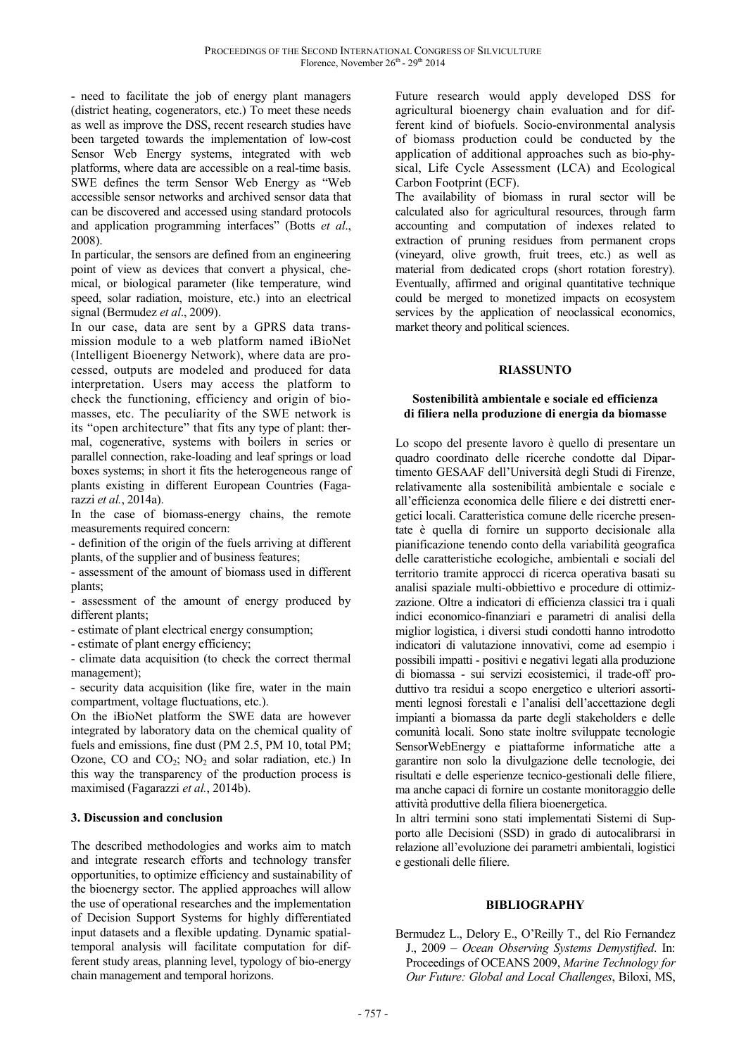- need to facilitate the job of energy plant managers (district heating, cogenerators, etc.) To meet these needs as well as improve the DSS, recent research studies have been targeted towards the implementation of low-cost Sensor Web Energy systems, integrated with web platforms, where data are accessible on a real-time basis. SWE defines the term Sensor Web Energy as "Web accessible sensor networks and archived sensor data that can be discovered and accessed using standard protocols and application programming interfaces" (Botts *et al*., 2008).

In particular, the sensors are defined from an engineering point of view as devices that convert a physical, chemical, or biological parameter (like temperature, wind speed, solar radiation, moisture, etc.) into an electrical signal (Bermudez *et al*., 2009).

In our case, data are sent by a GPRS data transmission module to a web platform named iBioNet (Intelligent Bioenergy Network), where data are processed, outputs are modeled and produced for data interpretation. Users may access the platform to check the functioning, efficiency and origin of biomasses, etc. The peculiarity of the SWE network is its "open architecture" that fits any type of plant: thermal, cogenerative, systems with boilers in series or parallel connection, rake-loading and leaf springs or load boxes systems; in short it fits the heterogeneous range of plants existing in different European Countries (Fagarazzi *et al.*, 2014a).

In the case of biomass-energy chains, the remote measurements required concern:

- definition of the origin of the fuels arriving at different plants, of the supplier and of business features;
- assessment of the amount of biomass used in different plants;
- assessment of the amount of energy produced by different plants;
- estimate of plant electrical energy consumption;
- estimate of plant energy efficiency;
- climate data acquisition (to check the correct thermal management);
- security data acquisition (like fire, water in the main compartment, voltage fluctuations, etc.).

On the iBioNet platform the SWE data are however integrated by laboratory data on the chemical quality of fuels and emissions, fine dust (PM 2.5, PM 10, total PM; Ozone, CO and $CO_2$; $NO_2$ and solar radiation, etc.) In this way the transparency of the production process is maximised (Fagarazzi *et al.*, 2014b).

## 3. Discussion and conclusion

The described methodologies and works aim to match and integrate research efforts and technology transfer opportunities, to optimize efficiency and sustainability of the bioenergy sector. The applied approaches will allow the use of operational researches and the implementation of Decision Support Systems for highly differentiated input datasets and a flexible updating. Dynamic spatial-temporal analysis will facilitate computation for different study areas, planning level, typology of bio-energy chain management and temporal horizons.

Future research would apply developed DSS for agricultural bioenergy chain evaluation and for different kind of biofuels. Socio-environmental analysis of biomass production could be conducted by the application of additional approaches such as bio-physical, Life Cycle Assessment (LCA) and Ecological Carbon Footprint (ECF).

The availability of biomass in rural sector will be calculated also for agricultural resources, through farm accounting and computation of indexes related to extraction of pruning residues from permanent crops (vineyard, olive growth, fruit trees, etc.) as well as material from dedicated crops (short rotation forestry). Eventually, affirmed and original quantitative technique could be merged to monetized impacts on ecosystem services by the application of neoclassical economics, market theory and political sciences.

## RIASSUNTO

### Sostenibilità ambientale e sociale ed efficienza di filiera nella produzione di energia da biomasse

Lo scopo del presente lavoro è quello di presentare un quadro coordinato delle ricerche condotte dal Dipartimento GESAAF dell'Università degli Studi di Firenze, relativamente alla sostenibilità ambientale e sociale e all'efficienza economica delle filiere e dei distretti energetici locali. Caratteristica comune delle ricerche presentate è quella di fornire un supporto decisionale alla pianificazione tenendo conto della variabilità geografica delle caratteristiche ecologiche, ambientali e sociali del territorio tramite approcci di ricerca operativa basati su analisi spaziale multi-obbiettivo e procedure di ottimizzazione. Oltre a indicatori di efficienza classici tra i quali indici economico-finanziari e parametri di analisi della miglior logistica, i diversi studi condotti hanno introdotto indicatori di valutazione innovativi, come ad esempio i possibili impatti - positivi e negativi legati alla produzione di biomassa - sui servizi ecosistemici, il trade-off produttivo tra residui a scopo energetico e ulteriori assortimenti legnosi forestali e l'analisi dell'accettazione degli impianti a biomassa da parte degli stakeholders e delle comunità locali. Sono state inoltre sviluppate tecnologie SensorWebEnergy e piattaforme informatiche atte a garantire non solo la divulgazione delle tecnologie, dei risultati e delle esperienze tecnico-gestionali delle filiere, ma anche capaci di fornire un costante monitoraggio delle attività produttive della filiera bioenergetica.

In altri termini sono stati implementati Sistemi di Supporto alle Decisioni (SSD) in grado di autocalibrarsi in relazione all'evoluzione dei parametri ambientali, logistici e gestionali delle filiere.

## BIBLIOGRAPHY

Bermudez L., Delory E., O'Reilly T., del Rio Fernandez J., 2009 – *Ocean Observing Systems Demystified*. In: Proceedings of OCEANS 2009, *Marine Technology for Our Future: Global and Local Challenges*, Biloxi, MS,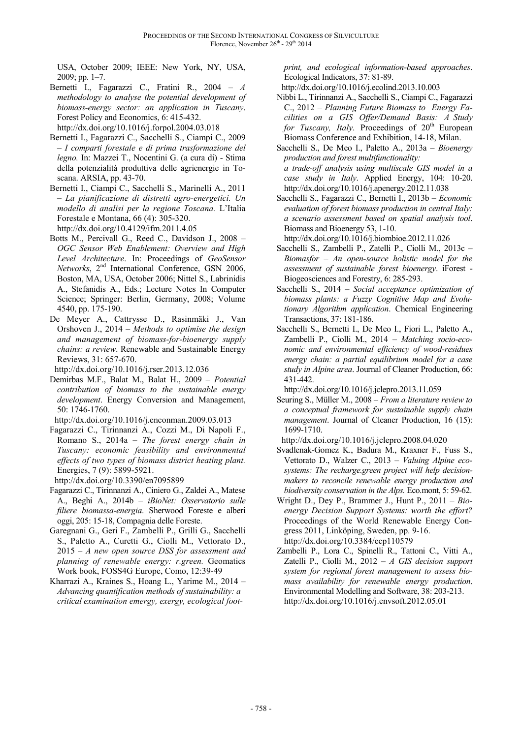USA, October 2009; IEEE: New York, NY, USA, 2009; pp. 1–7.

Bernetti I., Fagarazzi C., Fratini R., 2004 – *A methodology to analyse the potential development of biomass-energy sector: an application in Tuscany*. Forest Policy and Economics, 6: 415-432. http://dx.doi.org/10.1016/j.forpol.2004.03.018

Bernetti I., Fagarazzi C., Sacchelli S., Ciampi C., 2009 – *I comparti forestale e di prima trasformazione del legno.* In: Mazzei T., Nocentini G. (a cura di) - Stima della potenzialità produttiva delle agrienergie in Toscana. ARSIA, pp. 43-70.

Bernetti I., Ciampi C., Sacchelli S., Marinelli A., 2011 – *La pianificazione di distretti agro-energetici. Un modello di analisi per la regione Toscana.* L'Italia Forestale e Montana, 66 (4): 305-320. http://dx.doi.org/10.4129/ifm.2011.4.05

Botts M., Percivall G., Reed C., Davidson J., 2008 – *OGC Sensor Web Enablement: Overview and High Level Architecture*. In: Proceedings of *GeoSensor Networks*, 2nd International Conference, GSN 2006, Boston, MA, USA, October 2006; Nittel S., Labrinidis A., Stefanidis A., Eds.; Lecture Notes In Computer Science; Springer: Berlin, Germany, 2008; Volume 4540, pp. 175-190.

De Meyer A., Cattrysse D., Rasinmäki J., Van Orshoven J., 2014 – *Methods to optimise the design and management of biomass-for-bioenergy supply chains: a review*. Renewable and Sustainable Energy Reviews, 31: 657-670. http://dx.doi.org/10.1016/j.rser.2013.12.036

Demirbas M.F., Balat M., Balat H., 2009 – *Potential contribution of biomass to the sustainable energy development*. Energy Conversion and Management, 50: 1746-1760. http://dx.doi.org/10.1016/j.enconman.2009.03.013

Fagarazzi C., Tirinnanzi A., Cozzi M., Di Napoli F., Romano S., 2014a – *The forest energy chain in Tuscany: economic feasibility and environmental effects of two types of biomass district heating plant.* Energies, 7 (9): 5899-5921. http://dx.doi.org/10.3390/en7095899

Fagarazzi C., Tirinnanzi A., Ciniero G., Zaldei A., Matese A., Beghi A., 2014b – *iBioNet: Osservatorio sulle filiere biomassa-energia*. Sherwood Foreste e alberi oggi, 205: 15-18, Compagnia delle Foreste.

Garegnani G., Geri F., Zambelli P., Grilli G., Sacchelli S., Paletto A., Curetti G., Ciolli M., Vettorato D., 2015 – *A new open source DSS for assessment and planning of renewable energy: r.green.* Geomatics Work book, FOSS4G Europe, Como, 12:39-49

Kharrazi A., Kraines S., Hoang L., Yarime M., 2014 – *Advancing quantification methods of sustainability: a critical examination emergy, exergy, ecological footprint, and ecological information-based approaches*. Ecological Indicators, 37: 81-89. http://dx.doi.org/10.1016/j.ecolind.2013.10.003

Nibbi L., Tirinnanzi A., Sacchelli S., Ciampi C., Fagarazzi C., 2012 – *Planning Future Biomass to Energy Facilities on a GIS Offer/Demand Basis: A Study for Tuscany, Italy*. Proceedings of 20th European Biomass Conference and Exhibition, 14-18, Milan.

Sacchelli S., De Meo I., Paletto A., 2013a – *Bioenergy production and forest multifunctionality: a trade-off analysis using multiscale GIS model in a case study in Italy*. Applied Energy, 104: 10-20. http://dx.doi.org/10.1016/j.apenergy.2012.11.038

Sacchelli S., Fagarazzi C., Bernetti I., 2013b – *Economic evaluation of forest biomass production in central Italy: a scenario assessment based on spatial analysis tool*. Biomass and Bioenergy 53, 1-10. http://dx.doi.org/10.1016/j.biombioe.2012.11.026

Sacchelli S., Zambelli P., Zatelli P., Ciolli M., 2013c – *Biomasfor – An open-source holistic model for the assessment of sustainable forest bioenergy*. iForest - Biogeosciences and Forestry, 6: 285-293.

Sacchelli S., 2014 – *Social acceptance optimization of biomass plants: a Fuzzy Cognitive Map and Evolutionary Algorithm application*. Chemical Engineering Transactions, 37: 181-186.

Sacchelli S., Bernetti I., De Meo I., Fiori L., Paletto A., Zambelli P., Ciolli M., 2014 – *Matching socio-economic and environmental efficiency of wood-residues energy chain: a partial equilibrium model for a case study in Alpine area*. Journal of Cleaner Production, 66: 431-442. http://dx.doi.org/10.1016/j.jclepro.2013.11.059

Seuring S., Müller M., 2008 – *From a literature review to a conceptual framework for sustainable supply chain management*. Journal of Cleaner Production, 16 (15): 1699-1710. http://dx.doi.org/10.1016/j.jclepro.2008.04.020

Svadlenak-Gomez K., Badura M., Kraxner F., Fuss S., Vettorato D., Walzer C., 2013 – *Valuing Alpine ecosystems: The recharge.green project will help decision-makers to reconcile renewable energy production and biodiversity conservation in the Alps.* Eco.mont, 5: 59-62.

Wright D., Dey P., Brammer J., Hunt P., 2011 – *Bioenergy Decision Support Systems: worth the effort?* Proceedings of the World Renewable Energy Congress 2011, Linköping, Sweden, pp. 9-16. http://dx.doi.org/10.3384/ecp110579

Zambelli P., Lora C., Spinelli R., Tattoni C., Vitti A., Zatelli P., Ciolli M., 2012 – *A GIS decision support system for regional forest management to assess biomass availability for renewable energy production*. Environmental Modelling and Software, 38: 203-213. http://dx.doi.org/10.1016/j.envsoft.2012.05.01